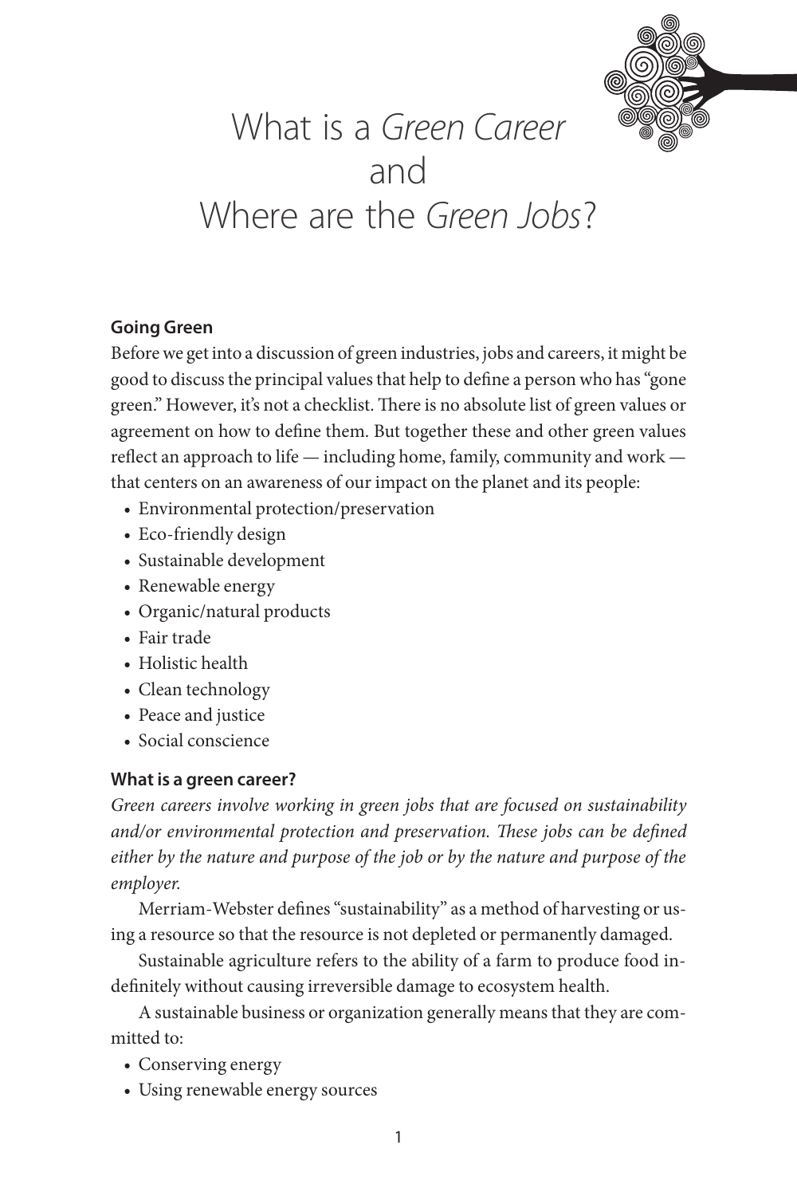# What is a *Green Career* and Where are the *Green Jobs*?

## Going Green

Before we get into a discussion of green industries, jobs and careers, it might be good to discuss the principal values that help to define a person who has "gone green." However, it's not a checklist. There is no absolute list of green values or agreement on how to define them. But together these and other green values reflect an approach to life — including home, family, community and work — that centers on an awareness of our impact on the planet and its people:

- Environmental protection/preservation
- Eco-friendly design
- Sustainable development
- Renewable energy
- Organic/natural products
- Fair trade
- Holistic health
- Clean technology
- Peace and justice
- Social conscience

## What is a green career?

*Green careers involve working in green jobs that are focused on sustainability and/or environmental protection and preservation. These jobs can be defined either by the nature and purpose of the job or by the nature and purpose of the employer.*

Merriam-Webster defines "sustainability" as a method of harvesting or using a resource so that the resource is not depleted or permanently damaged.

Sustainable agriculture refers to the ability of a farm to produce food indefinitely without causing irreversible damage to ecosystem health.

A sustainable business or organization generally means that they are committed to:

- Conserving energy
- Using renewable energy sources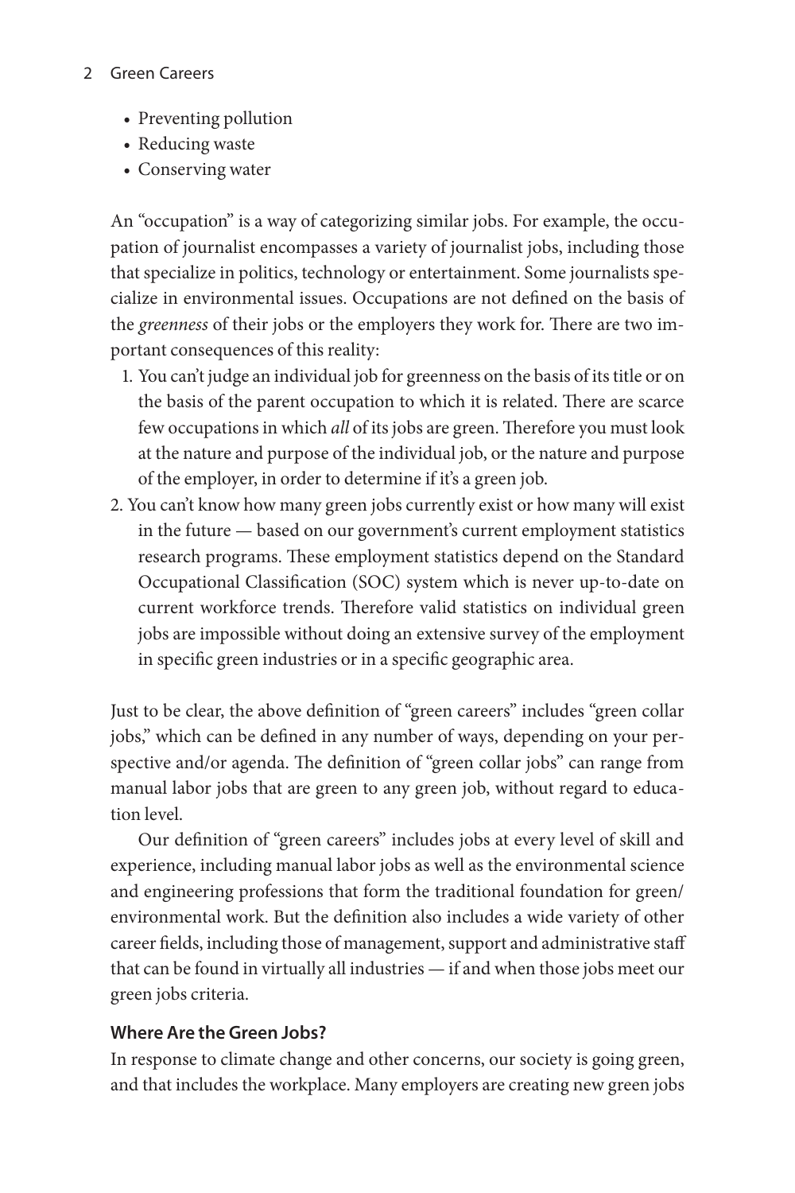- Preventing pollution
- Reducing waste
- Conserving water

An "occupation" is a way of categorizing similar jobs. For example, the occupation of journalist encompasses a variety of journalist jobs, including those that specialize in politics, technology or entertainment. Some journalists specialize in environmental issues. Occupations are not defined on the basis of the *greenness* of their jobs or the employers they work for. There are two important consequences of this reality:

1. You can't judge an individual job for greenness on the basis of its title or on the basis of the parent occupation to which it is related. There are scarce few occupations in which *all* of its jobs are green. Therefore you must look at the nature and purpose of the individual job, or the nature and purpose of the employer, in order to determine if it's a green job.
2. You can't know how many green jobs currently exist or how many will exist in the future — based on our government's current employment statistics research programs. These employment statistics depend on the Standard Occupational Classification (SOC) system which is never up-to-date on current workforce trends. Therefore valid statistics on individual green jobs are impossible without doing an extensive survey of the employment in specific green industries or in a specific geographic area.

Just to be clear, the above definition of "green careers" includes "green collar jobs," which can be defined in any number of ways, depending on your perspective and/or agenda. The definition of "green collar jobs" can range from manual labor jobs that are green to any green job, without regard to education level.

Our definition of "green careers" includes jobs at every level of skill and experience, including manual labor jobs as well as the environmental science and engineering professions that form the traditional foundation for green/environmental work. But the definition also includes a wide variety of other career fields, including those of management, support and administrative staff that can be found in virtually all industries — if and when those jobs meet our green jobs criteria.

### Where Are the Green Jobs?

In response to climate change and other concerns, our society is going green, and that includes the workplace. Many employers are creating new green jobs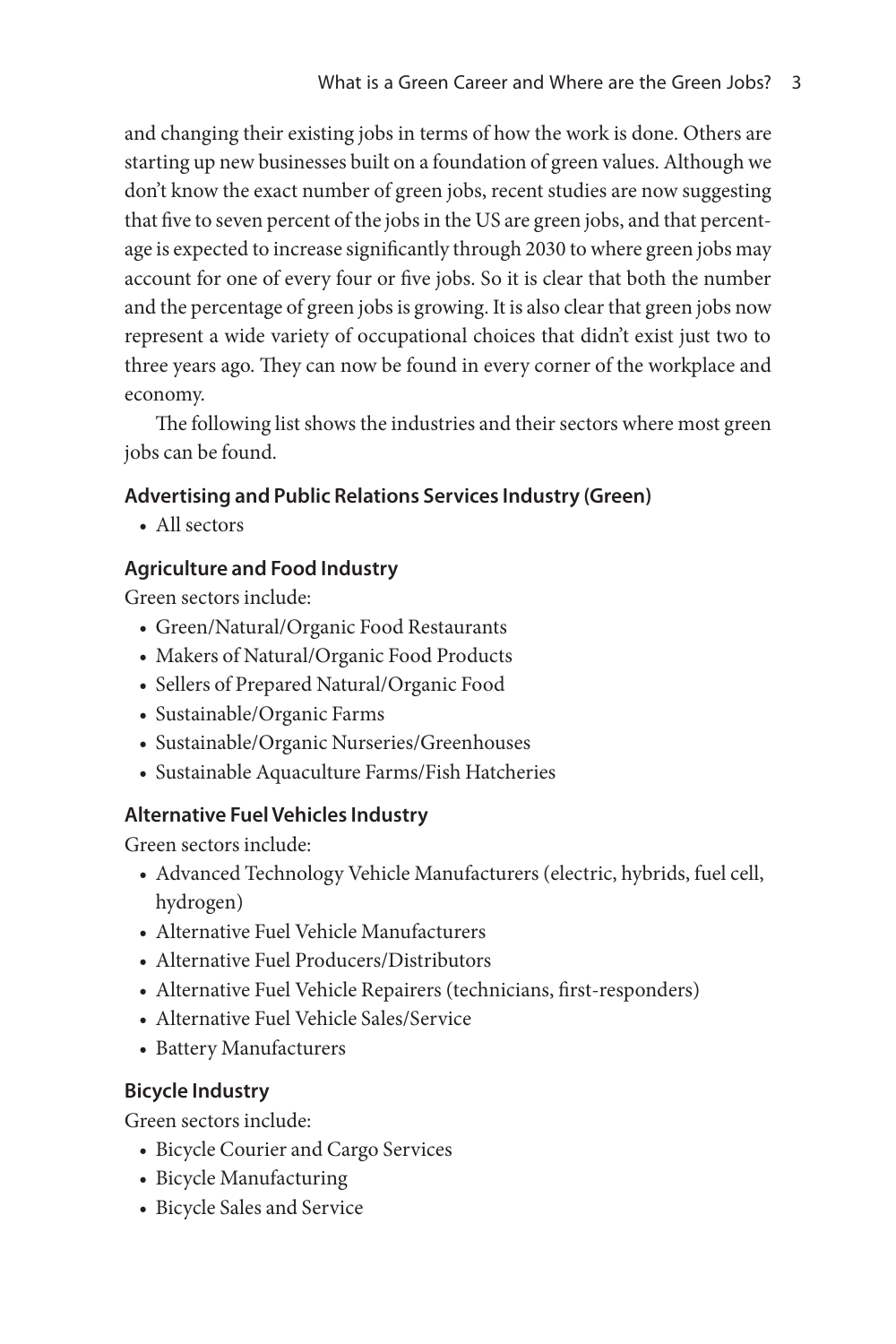and changing their existing jobs in terms of how the work is done. Others are starting up new businesses built on a foundation of green values. Although we don't know the exact number of green jobs, recent studies are now suggesting that five to seven percent of the jobs in the US are green jobs, and that percentage is expected to increase significantly through 2030 to where green jobs may account for one of every four or five jobs. So it is clear that both the number and the percentage of green jobs is growing. It is also clear that green jobs now represent a wide variety of occupational choices that didn't exist just two to three years ago. They can now be found in every corner of the workplace and economy.

The following list shows the industries and their sectors where most green jobs can be found.

### Advertising and Public Relations Services Industry (Green)

- All sectors

### Agriculture and Food Industry

Green sectors include:

- Green/Natural/Organic Food Restaurants
- Makers of Natural/Organic Food Products
- Sellers of Prepared Natural/Organic Food
- Sustainable/Organic Farms
- Sustainable/Organic Nurseries/Greenhouses
- Sustainable Aquaculture Farms/Fish Hatcheries

### Alternative Fuel Vehicles Industry

Green sectors include:

- Advanced Technology Vehicle Manufacturers (electric, hybrids, fuel cell, hydrogen)
- Alternative Fuel Vehicle Manufacturers
- Alternative Fuel Producers/Distributors
- Alternative Fuel Vehicle Repairers (technicians, first-responders)
- Alternative Fuel Vehicle Sales/Service
- Battery Manufacturers

### Bicycle Industry

Green sectors include:

- Bicycle Courier and Cargo Services
- Bicycle Manufacturing
- Bicycle Sales and Service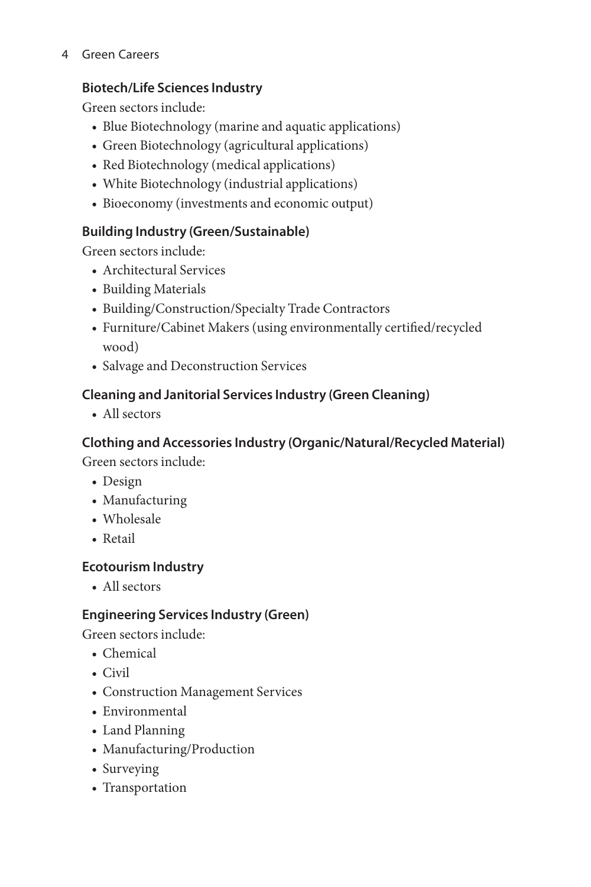### Biotech/Life Sciences Industry

Green sectors include:

- Blue Biotechnology (marine and aquatic applications)
- Green Biotechnology (agricultural applications)
- Red Biotechnology (medical applications)
- White Biotechnology (industrial applications)
- Bioeconomy (investments and economic output)

### Building Industry (Green/Sustainable)

Green sectors include:

- Architectural Services
- Building Materials
- Building/Construction/Specialty Trade Contractors
- Furniture/Cabinet Makers (using environmentally certified/recycled wood)
- Salvage and Deconstruction Services

### Cleaning and Janitorial Services Industry (Green Cleaning)

- All sectors

### Clothing and Accessories Industry (Organic/Natural/Recycled Material)

Green sectors include:

- Design
- Manufacturing
- Wholesale
- Retail

### Ecotourism Industry

- All sectors

### Engineering Services Industry (Green)

Green sectors include:

- Chemical
- Civil
- Construction Management Services
- Environmental
- Land Planning
- Manufacturing/Production
- Surveying
- Transportation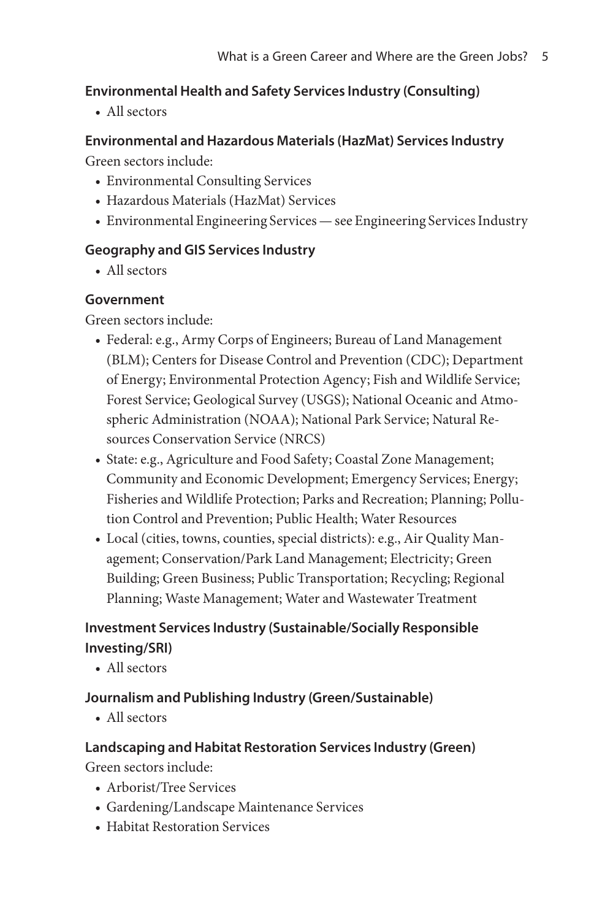### Environmental Health and Safety Services Industry (Consulting)

- All sectors

### Environmental and Hazardous Materials (HazMat) Services Industry

Green sectors include:

- Environmental Consulting Services
- Hazardous Materials (HazMat) Services
- Environmental Engineering Services — see Engineering Services Industry

### Geography and GIS Services Industry

- All sectors

### Government

Green sectors include:

- Federal: e.g., Army Corps of Engineers; Bureau of Land Management (BLM); Centers for Disease Control and Prevention (CDC); Department of Energy; Environmental Protection Agency; Fish and Wildlife Service; Forest Service; Geological Survey (USGS); National Oceanic and Atmospheric Administration (NOAA); National Park Service; Natural Resources Conservation Service (NRCS)
- State: e.g., Agriculture and Food Safety; Coastal Zone Management; Community and Economic Development; Emergency Services; Energy; Fisheries and Wildlife Protection; Parks and Recreation; Planning; Pollution Control and Prevention; Public Health; Water Resources
- Local (cities, towns, counties, special districts): e.g., Air Quality Management; Conservation/Park Land Management; Electricity; Green Building; Green Business; Public Transportation; Recycling; Regional Planning; Waste Management; Water and Wastewater Treatment

### Investment Services Industry (Sustainable/Socially Responsible Investing/SRI)

- All sectors

### Journalism and Publishing Industry (Green/Sustainable)

- All sectors

### Landscaping and Habitat Restoration Services Industry (Green)

Green sectors include:

- Arborist/Tree Services
- Gardening/Landscape Maintenance Services
- Habitat Restoration Services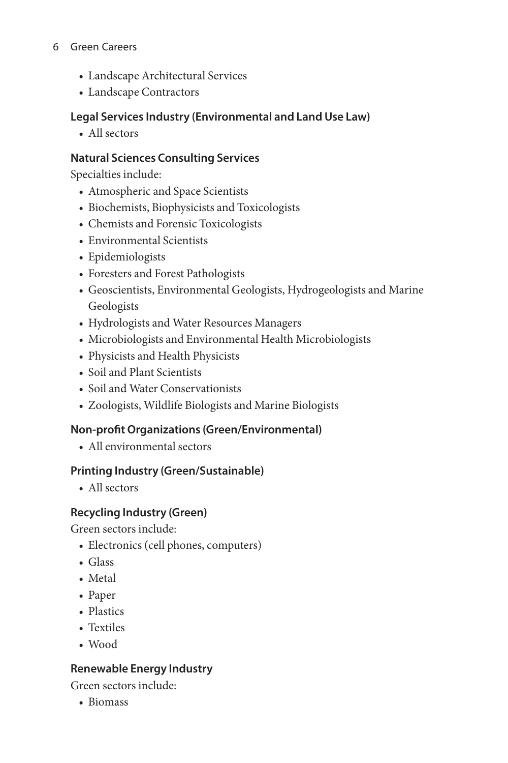- Landscape Architectural Services
- Landscape Contractors

### Legal Services Industry (Environmental and Land Use Law)

- All sectors

### Natural Sciences Consulting Services

Specialties include:

- Atmospheric and Space Scientists
- Biochemists, Biophysicists and Toxicologists
- Chemists and Forensic Toxicologists
- Environmental Scientists
- Epidemiologists
- Foresters and Forest Pathologists
- Geoscientists, Environmental Geologists, Hydrogeologists and Marine Geologists
- Hydrologists and Water Resources Managers
- Microbiologists and Environmental Health Microbiologists
- Physicists and Health Physicists
- Soil and Plant Scientists
- Soil and Water Conservationists
- Zoologists, Wildlife Biologists and Marine Biologists

### Non-profit Organizations (Green/Environmental)

- All environmental sectors

### Printing Industry (Green/Sustainable)

- All sectors

### Recycling Industry (Green)

Green sectors include:

- Electronics (cell phones, computers)
- Glass
- Metal
- Paper
- Plastics
- Textiles
- Wood

### Renewable Energy Industry

Green sectors include:

- Biomass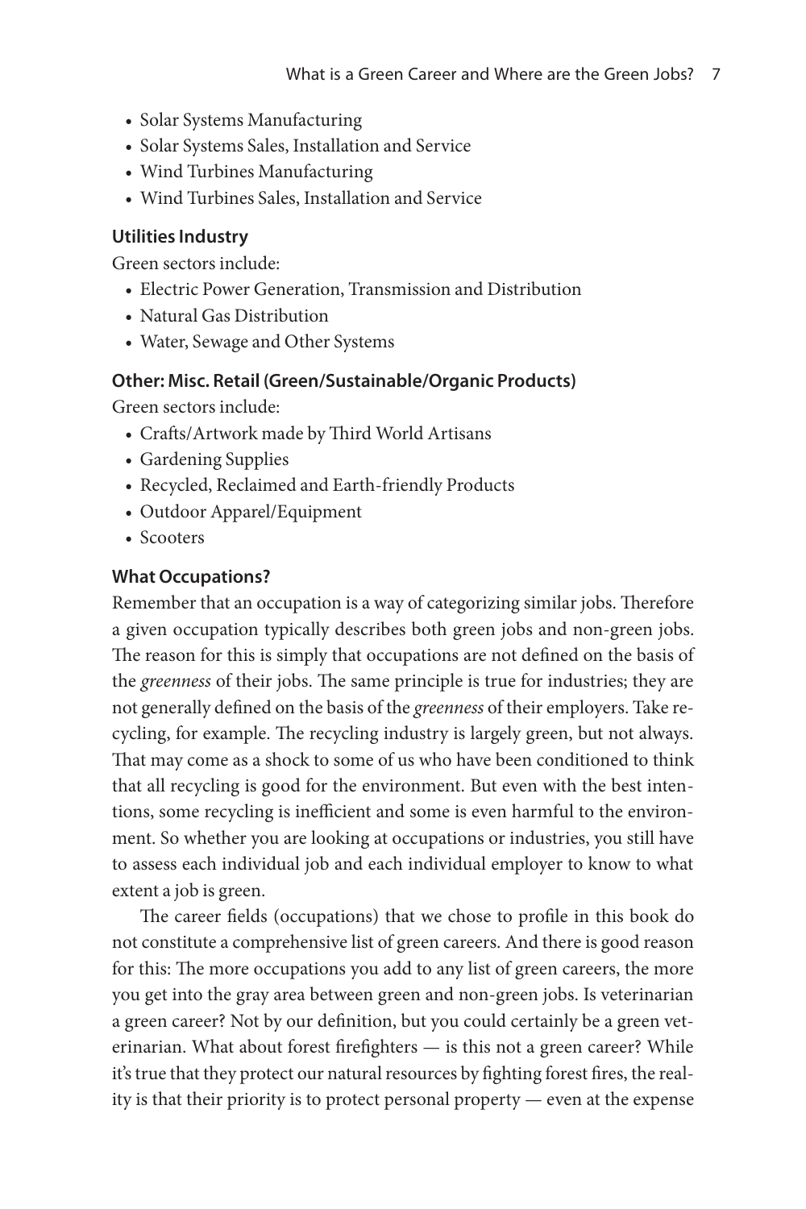- Solar Systems Manufacturing
- Solar Systems Sales, Installation and Service
- Wind Turbines Manufacturing
- Wind Turbines Sales, Installation and Service

**Utilities Industry**

Green sectors include:

- Electric Power Generation, Transmission and Distribution
- Natural Gas Distribution
- Water, Sewage and Other Systems

**Other: Misc. Retail (Green/Sustainable/Organic Products)**

Green sectors include:

- Crafts/Artwork made by Third World Artisans
- Gardening Supplies
- Recycled, Reclaimed and Earth-friendly Products
- Outdoor Apparel/Equipment
- Scooters

**What Occupations?**

Remember that an occupation is a way of categorizing similar jobs. Therefore a given occupation typically describes both green jobs and non-green jobs. The reason for this is simply that occupations are not defined on the basis of the *greenness* of their jobs. The same principle is true for industries; they are not generally defined on the basis of the *greenness* of their employers. Take recycling, for example. The recycling industry is largely green, but not always. That may come as a shock to some of us who have been conditioned to think that all recycling is good for the environment. But even with the best intentions, some recycling is inefficient and some is even harmful to the environment. So whether you are looking at occupations or industries, you still have to assess each individual job and each individual employer to know to what extent a job is green.

The career fields (occupations) that we chose to profile in this book do not constitute a comprehensive list of green careers. And there is good reason for this: The more occupations you add to any list of green careers, the more you get into the gray area between green and non-green jobs. Is veterinarian a green career? Not by our definition, but you could certainly be a green veterinarian. What about forest firefighters — is this not a green career? While it's true that they protect our natural resources by fighting forest fires, the reality is that their priority is to protect personal property — even at the expense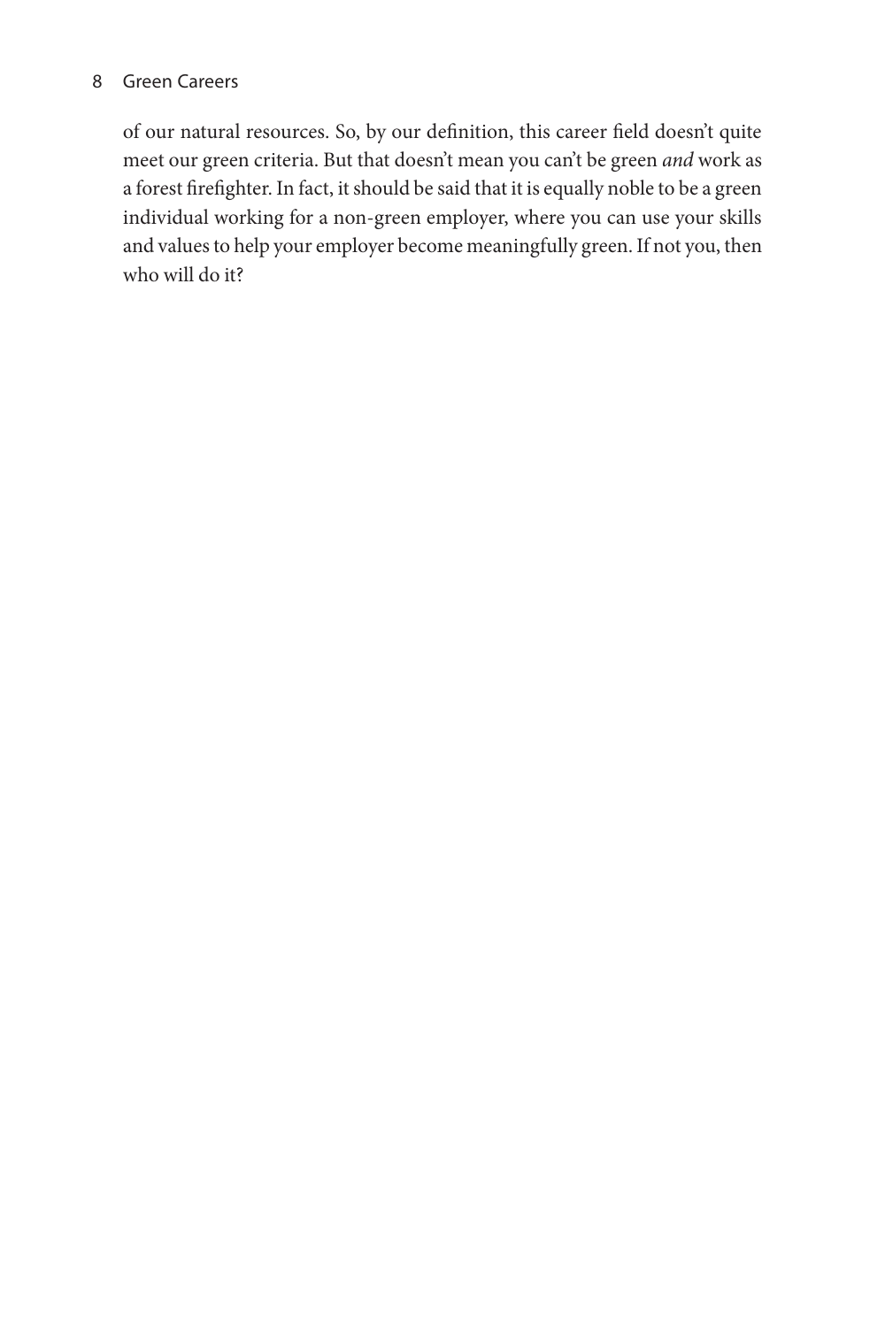of our natural resources. So, by our definition, this career field doesn't quite meet our green criteria. But that doesn't mean you can't be green *and* work as a forest firefighter. In fact, it should be said that it is equally noble to be a green individual working for a non-green employer, where you can use your skills and values to help your employer become meaningfully green. If not you, then who will do it?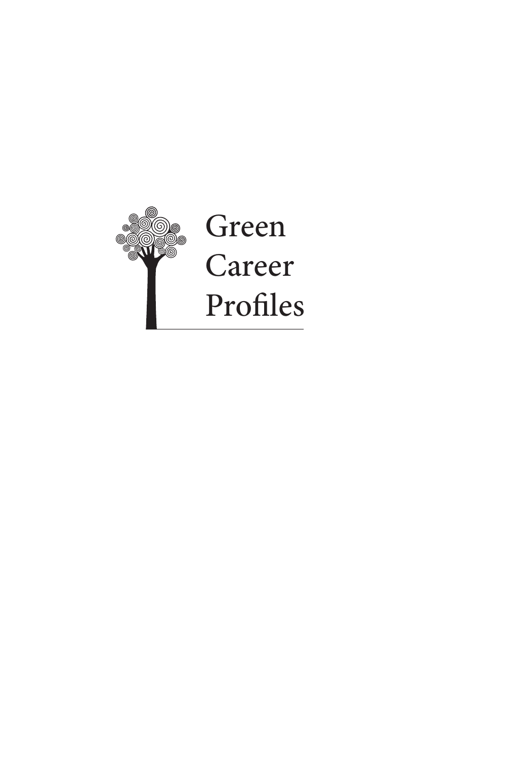# Green Career Profiles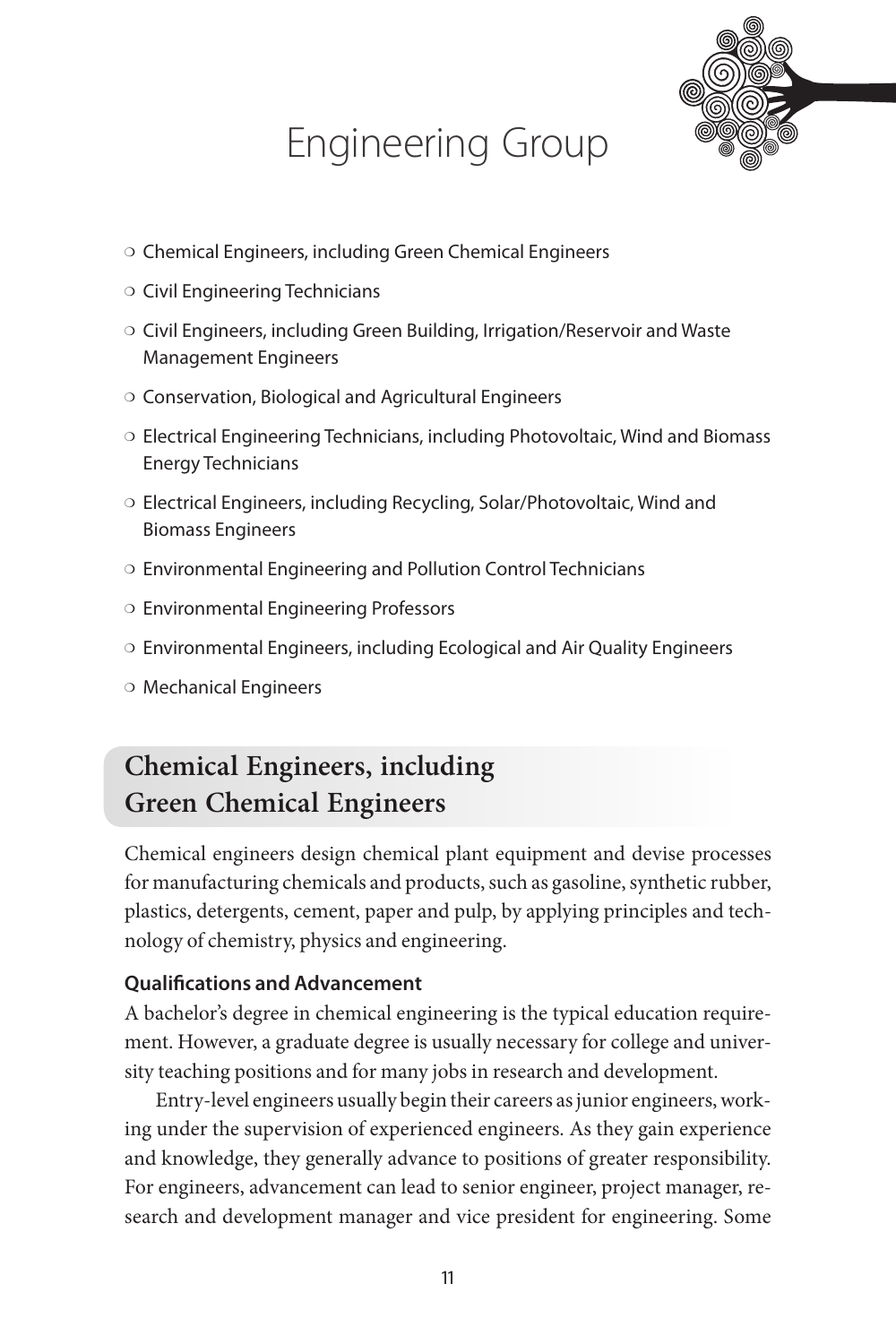# Engineering Group

- Chemical Engineers, including Green Chemical Engineers
- Civil Engineering Technicians
- Civil Engineers, including Green Building, Irrigation/Reservoir and Waste Management Engineers
- Conservation, Biological and Agricultural Engineers
- Electrical Engineering Technicians, including Photovoltaic, Wind and Biomass Energy Technicians
- Electrical Engineers, including Recycling, Solar/Photovoltaic, Wind and Biomass Engineers
- Environmental Engineering and Pollution Control Technicians
- Environmental Engineering Professors
- Environmental Engineers, including Ecological and Air Quality Engineers
- Mechanical Engineers

## Chemical Engineers, including Green Chemical Engineers

Chemical engineers design chemical plant equipment and devise processes for manufacturing chemicals and products, such as gasoline, synthetic rubber, plastics, detergents, cement, paper and pulp, by applying principles and technology of chemistry, physics and engineering.

### Qualifications and Advancement

A bachelor's degree in chemical engineering is the typical education requirement. However, a graduate degree is usually necessary for college and university teaching positions and for many jobs in research and development.

Entry-level engineers usually begin their careers as junior engineers, working under the supervision of experienced engineers. As they gain experience and knowledge, they generally advance to positions of greater responsibility. For engineers, advancement can lead to senior engineer, project manager, research and development manager and vice president for engineering. Some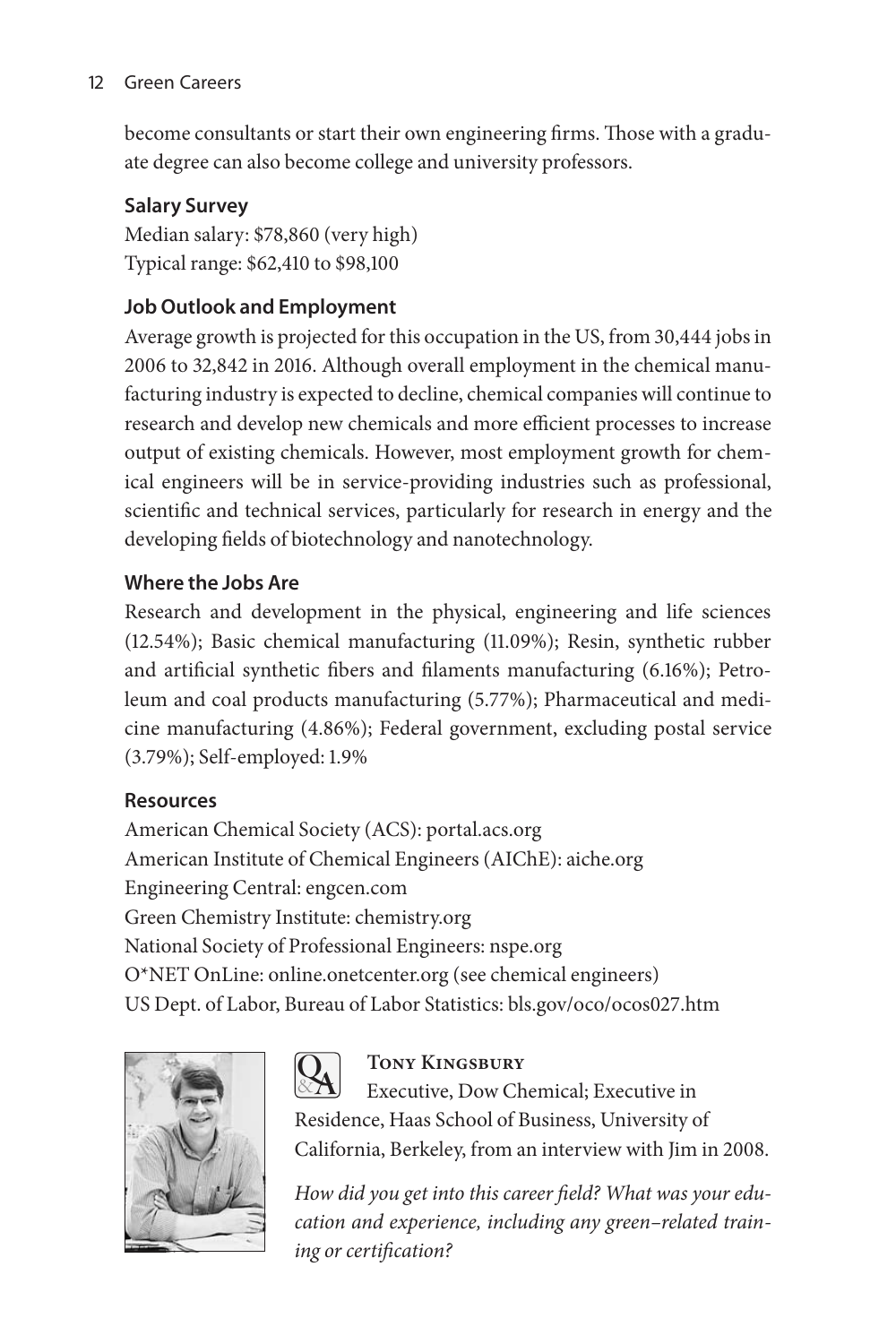become consultants or start their own engineering firms. Those with a graduate degree can also become college and university professors.

**Salary Survey**

Median salary: $78,860 (very high)
Typical range: $62,410 to $98,100

**Job Outlook and Employment**

Average growth is projected for this occupation in the US, from 30,444 jobs in 2006 to 32,842 in 2016. Although overall employment in the chemical manufacturing industry is expected to decline, chemical companies will continue to research and develop new chemicals and more efficient processes to increase output of existing chemicals. However, most employment growth for chemical engineers will be in service-providing industries such as professional, scientific and technical services, particularly for research in energy and the developing fields of biotechnology and nanotechnology.

**Where the Jobs Are**

Research and development in the physical, engineering and life sciences (12.54%); Basic chemical manufacturing (11.09%); Resin, synthetic rubber and artificial synthetic fibers and filaments manufacturing (6.16%); Petroleum and coal products manufacturing (5.77%); Pharmaceutical and medicine manufacturing (4.86%); Federal government, excluding postal service (3.79%); Self-employed: 1.9%

**Resources**

American Chemical Society (ACS): portal.acs.org
American Institute of Chemical Engineers (AIChE): aiche.org
Engineering Central: engcen.com
Green Chemistry Institute: chemistry.org
National Society of Professional Engineers: nspe.org
O*NET OnLine: online.onetcenter.org (see chemical engineers)
US Dept. of Labor, Bureau of Labor Statistics: bls.gov/oco/ocos027.htm

**Tony Kingsbury**

Executive, Dow Chemical; Executive in Residence, Haas School of Business, University of California, Berkeley, from an interview with Jim in 2008.

*How did you get into this career field? What was your education and experience, including any green-related training or certification?*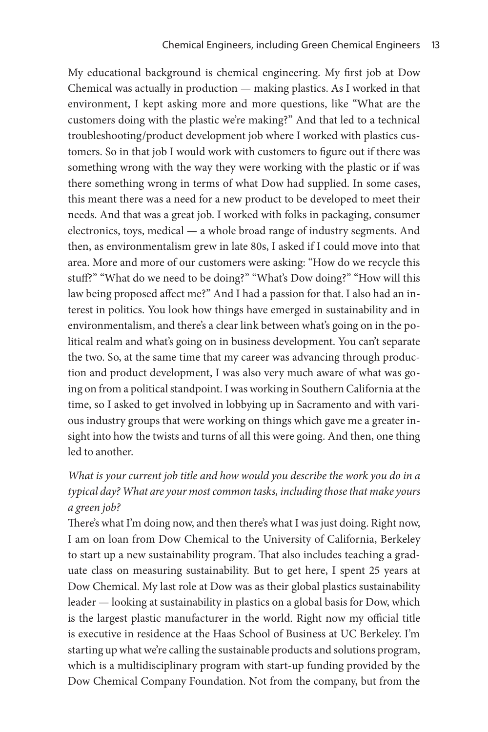My educational background is chemical engineering. My first job at Dow Chemical was actually in production — making plastics. As I worked in that environment, I kept asking more and more questions, like "What are the customers doing with the plastic we're making?" And that led to a technical troubleshooting/product development job where I worked with plastics customers. So in that job I would work with customers to figure out if there was something wrong with the way they were working with the plastic or if was there something wrong in terms of what Dow had supplied. In some cases, this meant there was a need for a new product to be developed to meet their needs. And that was a great job. I worked with folks in packaging, consumer electronics, toys, medical — a whole broad range of industry segments. And then, as environmentalism grew in late 80s, I asked if I could move into that area. More and more of our customers were asking: "How do we recycle this stuff?" "What do we need to be doing?" "What's Dow doing?" "How will this law being proposed affect me?" And I had a passion for that. I also had an interest in politics. You look how things have emerged in sustainability and in environmentalism, and there's a clear link between what's going on in the political realm and what's going on in business development. You can't separate the two. So, at the same time that my career was advancing through production and product development, I was also very much aware of what was going on from a political standpoint. I was working in Southern California at the time, so I asked to get involved in lobbying up in Sacramento and with various industry groups that were working on things which gave me a greater insight into how the twists and turns of all this were going. And then, one thing led to another.

*What is your current job title and how would you describe the work you do in a typical day? What are your most common tasks, including those that make yours a green job?*

There's what I'm doing now, and then there's what I was just doing. Right now, I am on loan from Dow Chemical to the University of California, Berkeley to start up a new sustainability program. That also includes teaching a graduate class on measuring sustainability. But to get here, I spent 25 years at Dow Chemical. My last role at Dow was as their global plastics sustainability leader — looking at sustainability in plastics on a global basis for Dow, which is the largest plastic manufacturer in the world. Right now my official title is executive in residence at the Haas School of Business at UC Berkeley. I'm starting up what we're calling the sustainable products and solutions program, which is a multidisciplinary program with start-up funding provided by the Dow Chemical Company Foundation. Not from the company, but from the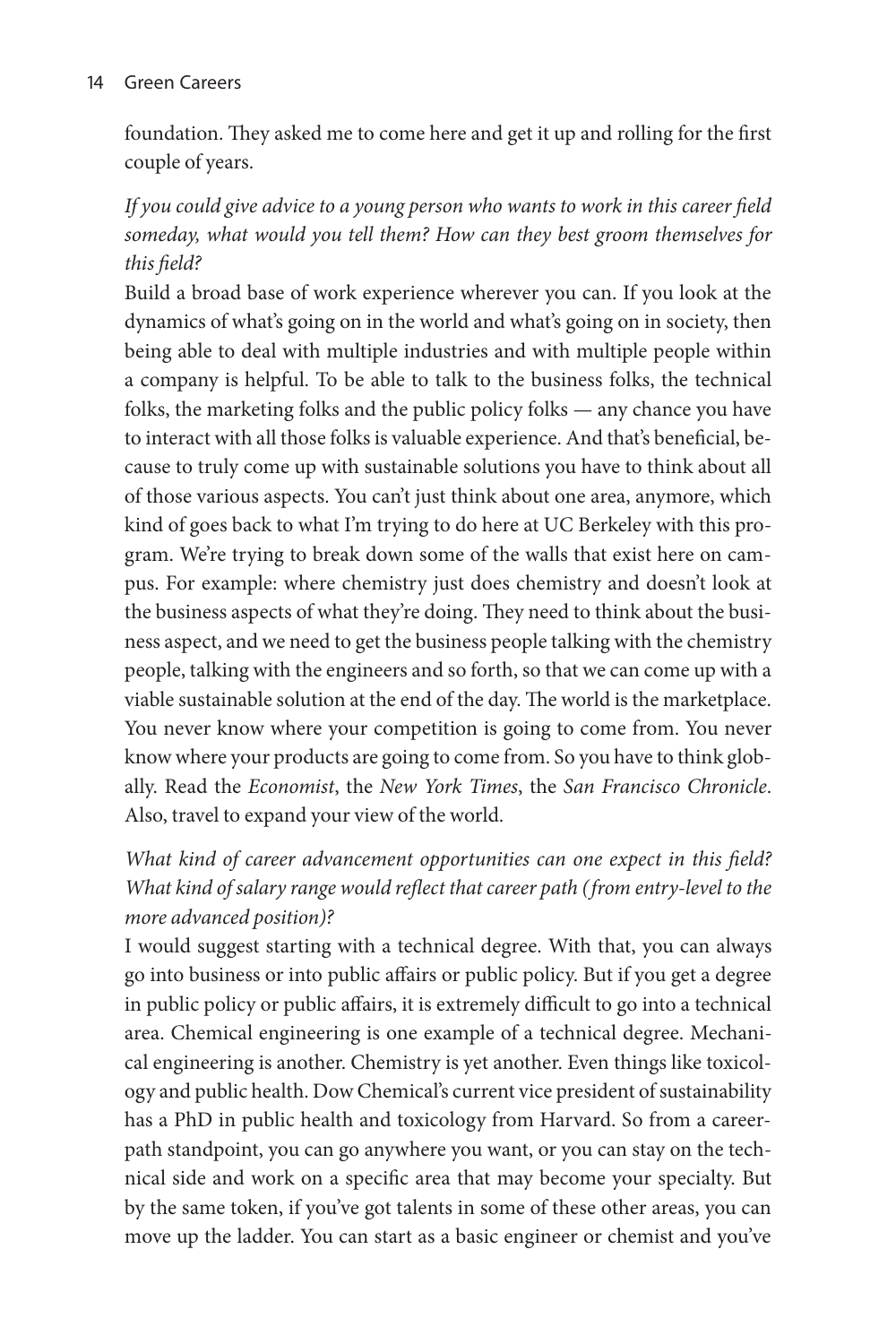foundation. They asked me to come here and get it up and rolling for the first couple of years.

*If you could give advice to a young person who wants to work in this career field someday, what would you tell them? How can they best groom themselves for this field?*

Build a broad base of work experience wherever you can. If you look at the dynamics of what's going on in the world and what's going on in society, then being able to deal with multiple industries and with multiple people within a company is helpful. To be able to talk to the business folks, the technical folks, the marketing folks and the public policy folks — any chance you have to interact with all those folks is valuable experience. And that's beneficial, because to truly come up with sustainable solutions you have to think about all of those various aspects. You can't just think about one area, anymore, which kind of goes back to what I'm trying to do here at UC Berkeley with this program. We're trying to break down some of the walls that exist here on campus. For example: where chemistry just does chemistry and doesn't look at the business aspects of what they're doing. They need to think about the business aspect, and we need to get the business people talking with the chemistry people, talking with the engineers and so forth, so that we can come up with a viable sustainable solution at the end of the day. The world is the marketplace. You never know where your competition is going to come from. You never know where your products are going to come from. So you have to think globally. Read the *Economist*, the *New York Times*, the *San Francisco Chronicle*. Also, travel to expand your view of the world.

*What kind of career advancement opportunities can one expect in this field? What kind of salary range would reflect that career path (from entry-level to the more advanced position)?*

I would suggest starting with a technical degree. With that, you can always go into business or into public affairs or public policy. But if you get a degree in public policy or public affairs, it is extremely difficult to go into a technical area. Chemical engineering is one example of a technical degree. Mechanical engineering is another. Chemistry is yet another. Even things like toxicology and public health. Dow Chemical's current vice president of sustainability has a PhD in public health and toxicology from Harvard. So from a career-path standpoint, you can go anywhere you want, or you can stay on the technical side and work on a specific area that may become your specialty. But by the same token, if you've got talents in some of these other areas, you can move up the ladder. You can start as a basic engineer or chemist and you've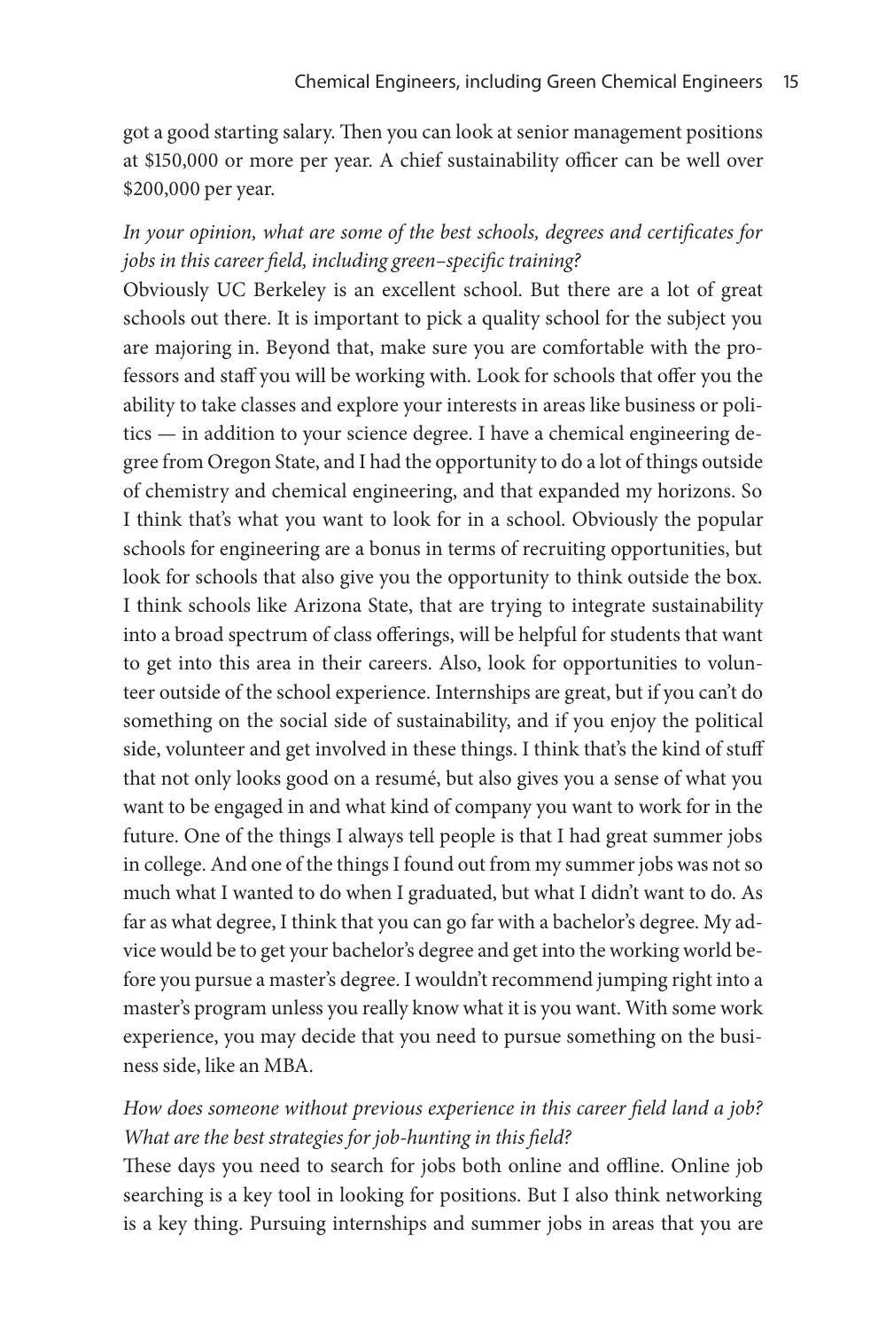got a good starting salary. Then you can look at senior management positions at $150,000 or more per year. A chief sustainability officer can be well over $200,000 per year.

*In your opinion, what are some of the best schools, degrees and certificates for jobs in this career field, including green–specific training?*

Obviously UC Berkeley is an excellent school. But there are a lot of great schools out there. It is important to pick a quality school for the subject you are majoring in. Beyond that, make sure you are comfortable with the professors and staff you will be working with. Look for schools that offer you the ability to take classes and explore your interests in areas like business or politics — in addition to your science degree. I have a chemical engineering degree from Oregon State, and I had the opportunity to do a lot of things outside of chemistry and chemical engineering, and that expanded my horizons. So I think that's what you want to look for in a school. Obviously the popular schools for engineering are a bonus in terms of recruiting opportunities, but look for schools that also give you the opportunity to think outside the box. I think schools like Arizona State, that are trying to integrate sustainability into a broad spectrum of class offerings, will be helpful for students that want to get into this area in their careers. Also, look for opportunities to volunteer outside of the school experience. Internships are great, but if you can't do something on the social side of sustainability, and if you enjoy the political side, volunteer and get involved in these things. I think that's the kind of stuff that not only looks good on a resumé, but also gives you a sense of what you want to be engaged in and what kind of company you want to work for in the future. One of the things I always tell people is that I had great summer jobs in college. And one of the things I found out from my summer jobs was not so much what I wanted to do when I graduated, but what I didn't want to do. As far as what degree, I think that you can go far with a bachelor's degree. My advice would be to get your bachelor's degree and get into the working world before you pursue a master's degree. I wouldn't recommend jumping right into a master's program unless you really know what it is you want. With some work experience, you may decide that you need to pursue something on the business side, like an MBA.

*How does someone without previous experience in this career field land a job? What are the best strategies for job-hunting in this field?*

These days you need to search for jobs both online and offline. Online job searching is a key tool in looking for positions. But I also think networking is a key thing. Pursuing internships and summer jobs in areas that you are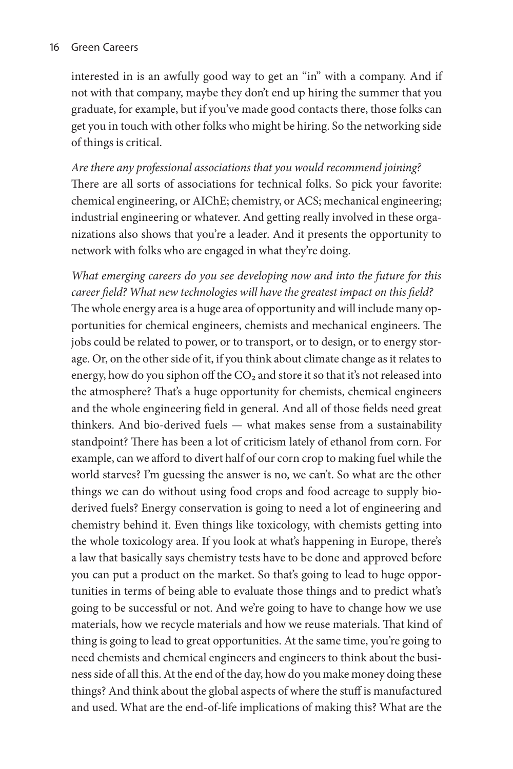interested in is an awfully good way to get an "in" with a company. And if not with that company, maybe they don't end up hiring the summer that you graduate, for example, but if you've made good contacts there, those folks can get you in touch with other folks who might be hiring. So the networking side of things is critical.

*Are there any professional associations that you would recommend joining?*
There are all sorts of associations for technical folks. So pick your favorite: chemical engineering, or AIChE; chemistry, or ACS; mechanical engineering; industrial engineering or whatever. And getting really involved in these organizations also shows that you're a leader. And it presents the opportunity to network with folks who are engaged in what they're doing.

*What emerging careers do you see developing now and into the future for this career field? What new technologies will have the greatest impact on this field?*
The whole energy area is a huge area of opportunity and will include many opportunities for chemical engineers, chemists and mechanical engineers. The jobs could be related to power, or to transport, or to design, or to energy storage. Or, on the other side of it, if you think about climate change as it relates to energy, how do you siphon off the $CO_2$ and store it so that it's not released into the atmosphere? That's a huge opportunity for chemists, chemical engineers and the whole engineering field in general. And all of those fields need great thinkers. And bio-derived fuels — what makes sense from a sustainability standpoint? There has been a lot of criticism lately of ethanol from corn. For example, can we afford to divert half of our corn crop to making fuel while the world starves? I'm guessing the answer is no, we can't. So what are the other things we can do without using food crops and food acreage to supply bio-derived fuels? Energy conservation is going to need a lot of engineering and chemistry behind it. Even things like toxicology, with chemists getting into the whole toxicology area. If you look at what's happening in Europe, there's a law that basically says chemistry tests have to be done and approved before you can put a product on the market. So that's going to lead to huge opportunities in terms of being able to evaluate those things and to predict what's going to be successful or not. And we're going to have to change how we use materials, how we recycle materials and how we reuse materials. That kind of thing is going to lead to great opportunities. At the same time, you're going to need chemists and chemical engineers and engineers to think about the business side of all this. At the end of the day, how do you make money doing these things? And think about the global aspects of where the stuff is manufactured and used. What are the end-of-life implications of making this? What are the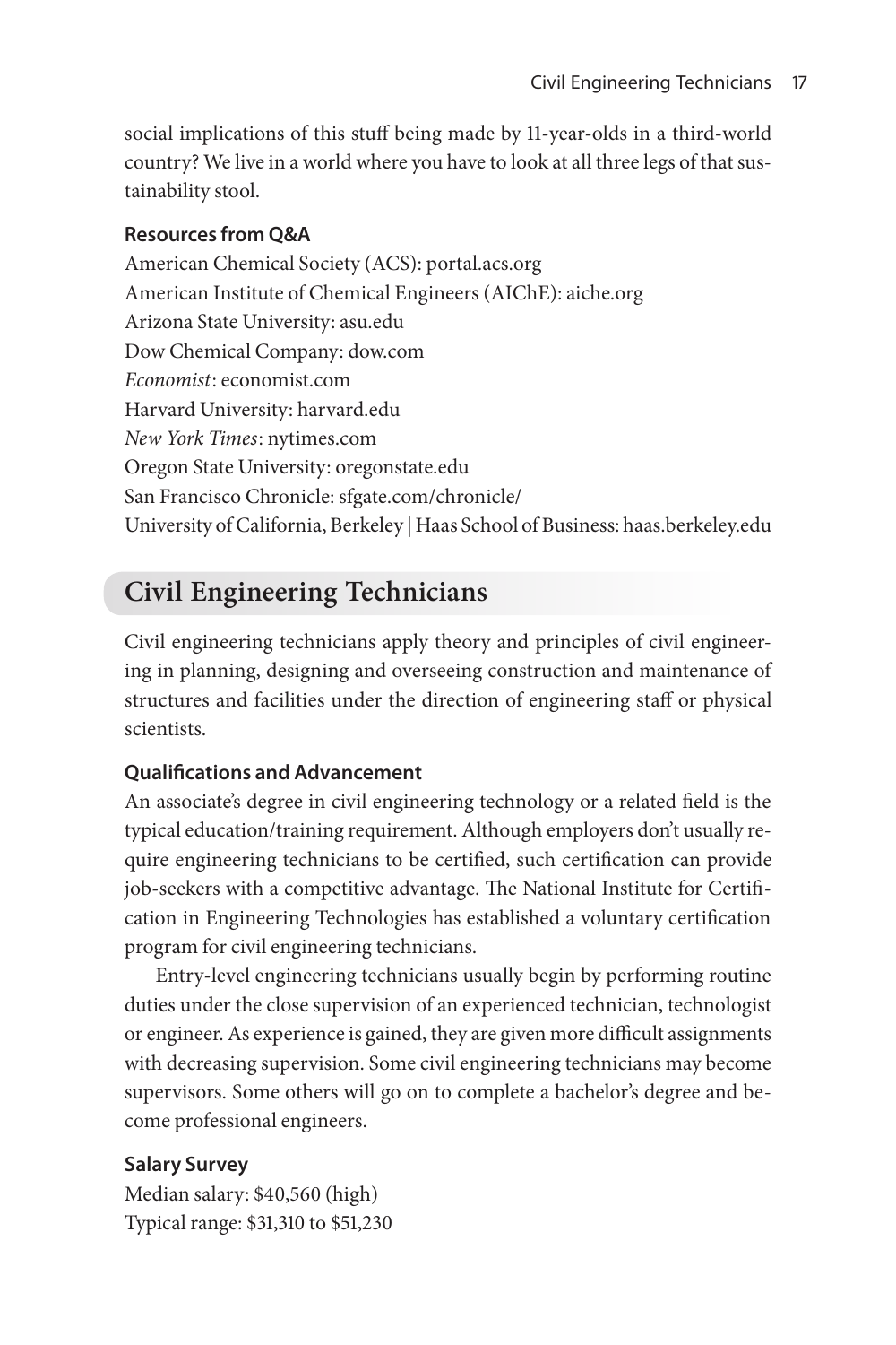social implications of this stuff being made by 11-year-olds in a third-world country? We live in a world where you have to look at all three legs of that sustainability stool.

#### Resources from Q&A

American Chemical Society (ACS): portal.acs.org
American Institute of Chemical Engineers (AIChE): aiche.org
Arizona State University: asu.edu
Dow Chemical Company: dow.com
*Economist*: economist.com
Harvard University: harvard.edu
*New York Times*: nytimes.com
Oregon State University: oregonstate.edu
San Francisco Chronicle: sfgate.com/chronicle/
University of California, Berkeley | Haas School of Business: haas.berkeley.edu

## Civil Engineering Technicians

Civil engineering technicians apply theory and principles of civil engineering in planning, designing and overseeing construction and maintenance of structures and facilities under the direction of engineering staff or physical scientists.

#### Qualifications and Advancement

An associate's degree in civil engineering technology or a related field is the typical education/training requirement. Although employers don't usually require engineering technicians to be certified, such certification can provide job-seekers with a competitive advantage. The National Institute for Certification in Engineering Technologies has established a voluntary certification program for civil engineering technicians.

Entry-level engineering technicians usually begin by performing routine duties under the close supervision of an experienced technician, technologist or engineer. As experience is gained, they are given more difficult assignments with decreasing supervision. Some civil engineering technicians may become supervisors. Some others will go on to complete a bachelor's degree and become professional engineers.

#### Salary Survey

Median salary: $40,560 (high)
Typical range: $31,310 to $51,230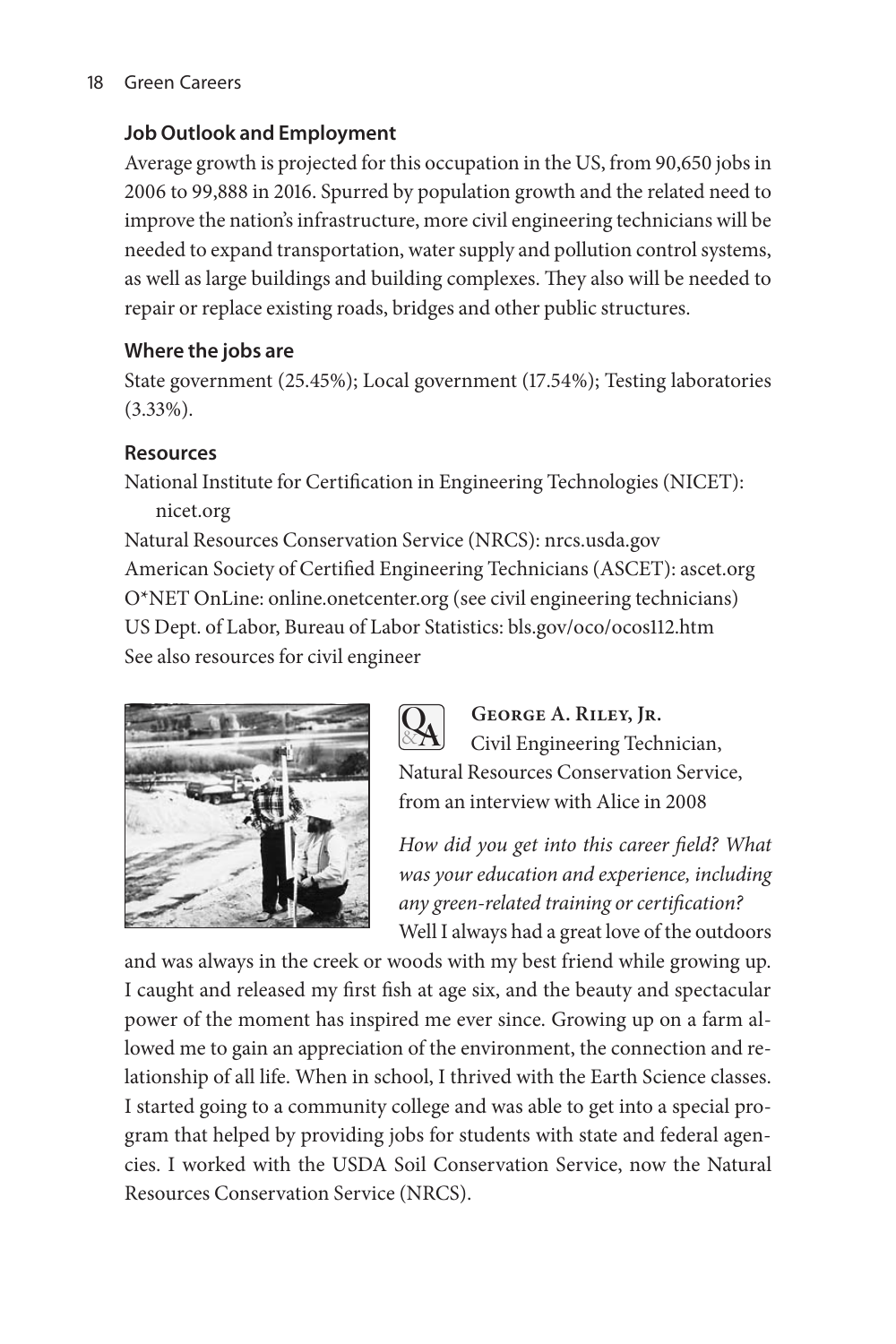### Job Outlook and Employment

Average growth is projected for this occupation in the US, from 90,650 jobs in 2006 to 99,888 in 2016. Spurred by population growth and the related need to improve the nation's infrastructure, more civil engineering technicians will be needed to expand transportation, water supply and pollution control systems, as well as large buildings and building complexes. They also will be needed to repair or replace existing roads, bridges and other public structures.

### Where the jobs are

State government (25.45%); Local government (17.54%); Testing laboratories (3.33%).

### Resources

National Institute for Certification in Engineering Technologies (NICET): nicet.org
Natural Resources Conservation Service (NRCS): nrcs.usda.gov
American Society of Certified Engineering Technicians (ASCET): ascet.org
O*NET OnLine: online.onetcenter.org (see civil engineering technicians)
US Dept. of Labor, Bureau of Labor Statistics: bls.gov/oco/ocos112.htm
See also resources for civil engineer

**George A. Riley, Jr.**
Civil Engineering Technician, Natural Resources Conservation Service, from an interview with Alice in 2008

*How did you get into this career field? What was your education and experience, including any green-related training or certification?*
Well I always had a great love of the outdoors and was always in the creek or woods with my best friend while growing up. I caught and released my first fish at age six, and the beauty and spectacular power of the moment has inspired me ever since. Growing up on a farm allowed me to gain an appreciation of the environment, the connection and relationship of all life. When in school, I thrived with the Earth Science classes. I started going to a community college and was able to get into a special program that helped by providing jobs for students with state and federal agencies. I worked with the USDA Soil Conservation Service, now the Natural Resources Conservation Service (NRCS).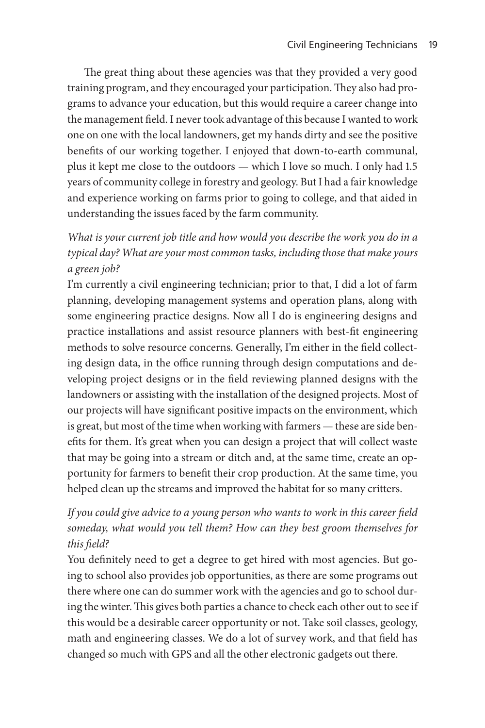The great thing about these agencies was that they provided a very good training program, and they encouraged your participation. They also had programs to advance your education, but this would require a career change into the management field. I never took advantage of this because I wanted to work one on one with the local landowners, get my hands dirty and see the positive benefits of our working together. I enjoyed that down-to-earth communal, plus it kept me close to the outdoors — which I love so much. I only had 1.5 years of community college in forestry and geology. But I had a fair knowledge and experience working on farms prior to going to college, and that aided in understanding the issues faced by the farm community.

*What is your current job title and how would you describe the work you do in a typical day? What are your most common tasks, including those that make yours a green job?*

I'm currently a civil engineering technician; prior to that, I did a lot of farm planning, developing management systems and operation plans, along with some engineering practice designs. Now all I do is engineering designs and practice installations and assist resource planners with best-fit engineering methods to solve resource concerns. Generally, I'm either in the field collecting design data, in the office running through design computations and developing project designs or in the field reviewing planned designs with the landowners or assisting with the installation of the designed projects. Most of our projects will have significant positive impacts on the environment, which is great, but most of the time when working with farmers — these are side benefits for them. It's great when you can design a project that will collect waste that may be going into a stream or ditch and, at the same time, create an opportunity for farmers to benefit their crop production. At the same time, you helped clean up the streams and improved the habitat for so many critters.

*If you could give advice to a young person who wants to work in this career field someday, what would you tell them? How can they best groom themselves for this field?*

You definitely need to get a degree to get hired with most agencies. But going to school also provides job opportunities, as there are some programs out there where one can do summer work with the agencies and go to school during the winter. This gives both parties a chance to check each other out to see if this would be a desirable career opportunity or not. Take soil classes, geology, math and engineering classes. We do a lot of survey work, and that field has changed so much with GPS and all the other electronic gadgets out there.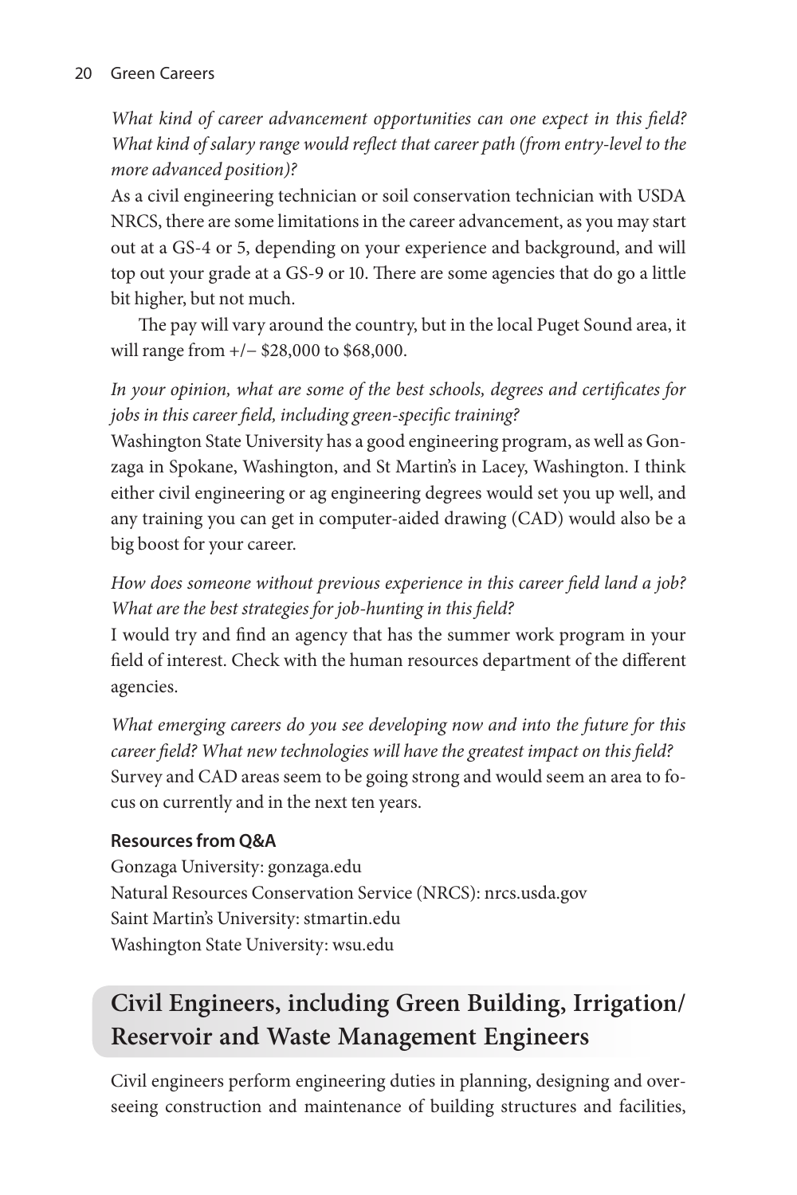*What kind of career advancement opportunities can one expect in this field? What kind of salary range would reflect that career path (from entry-level to the more advanced position)?*

As a civil engineering technician or soil conservation technician with USDA NRCS, there are some limitations in the career advancement, as you may start out at a GS-4 or 5, depending on your experience and background, and will top out your grade at a GS-9 or 10. There are some agencies that do go a little bit higher, but not much.

The pay will vary around the country, but in the local Puget Sound area, it will range from +/– $28,000 to $68,000.

*In your opinion, what are some of the best schools, degrees and certificates for jobs in this career field, including green-specific training?*

Washington State University has a good engineering program, as well as Gonzaga in Spokane, Washington, and St Martin's in Lacey, Washington. I think either civil engineering or ag engineering degrees would set you up well, and any training you can get in computer-aided drawing (CAD) would also be a big boost for your career.

*How does someone without previous experience in this career field land a job? What are the best strategies for job-hunting in this field?*

I would try and find an agency that has the summer work program in your field of interest. Check with the human resources department of the different agencies.

*What emerging careers do you see developing now and into the future for this career field? What new technologies will have the greatest impact on this field?*

Survey and CAD areas seem to be going strong and would seem an area to focus on currently and in the next ten years.

**Resources from Q&A**

Gonzaga University: gonzaga.edu
Natural Resources Conservation Service (NRCS): nrcs.usda.gov
Saint Martin's University: stmartin.edu
Washington State University: wsu.edu

## Civil Engineers, including Green Building, Irrigation/Reservoir and Waste Management Engineers

Civil engineers perform engineering duties in planning, designing and overseeing construction and maintenance of building structures and facilities,